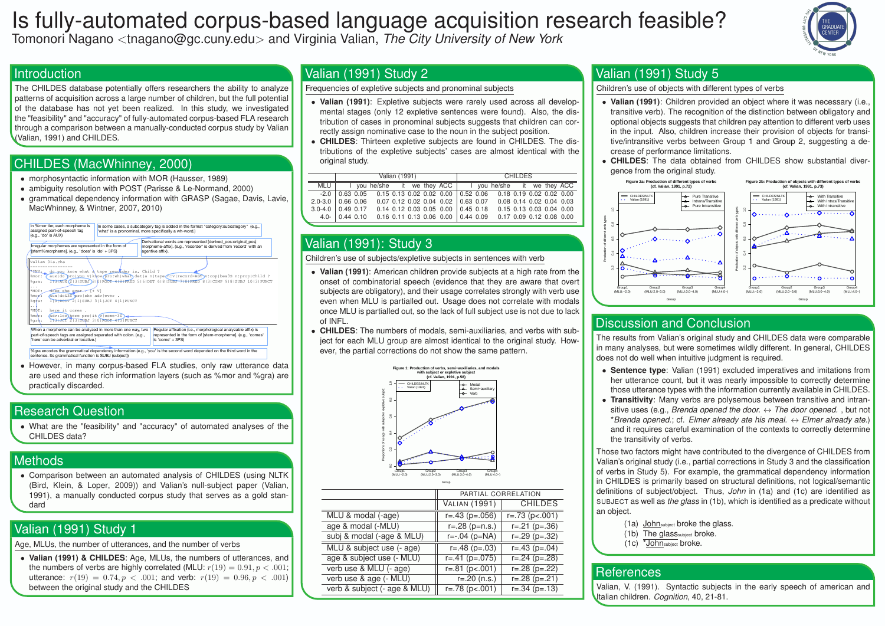# Is fully-automated corpus-based language acquisition research feasible?

Tomonori Nagano <tnagano@gc.cuny.edu> and Virginia Valian, *The City University of New York*

## Introduction

The CHILDES database potentially offers researchers the ability to analyze patterns of acquisition across a large number of children, but the full potential of the database has not yet been realized. In this study, we investigated the "feasibility" and "accuracy" of fully-automated corpus-based FLA research through a comparison between a manually-conducted corpus study by Valian (Valian, 1991) and CHILDES.

## CHILDES (MacWhinney, 2000)

- morphosyntactic information with MOR (Hausser, 1989)
- ambiguity resolution with POST (Parisse & Le-Normand, 2000)
- grammatical dependency information with GRASP (Sagae, Davis, Lavie, MacWhinney, & Wintner, 2007, 2010)

In %mor tier, each morpheme is assigned part-of-speech tag (e.g., 'do' is AUX)

In some cases, a subcategory tag is added in the format "category:subcategory" (e.g., 'what' is a pronominal, more specifically a wh-word.)

Irregular morphemes are represented in the form of [stem%morpheme]. (e.g., 'does' is 'do' + 3PS)

Derivational words are represented [derived_pos:original_pos] morpheme-affix]. (e.g., 'recorder' is derived from 'record' with an agentive affix).

```
Valian 01a.cha
----------------
*INV:  do you know what a tape recorder is, Child ?
%mor:  aux|do pro|you v|know pro:wh|what det|a n|tape n:v|record-AGT v:cop|be&3S n:prop|Child ?
%gra:  1|3|AUX 2|3|SUBJ 3|0|ROOT 4|8|PRED 5|6|DET 6|8|SUBJ 7|8|PRED 8|3|COMP 9|8|SUBJ 10|3|PUNCT
...
*MOT:  does she ever ? [+ V]
%mor:  aux|do&3S pro|she adv|ever .
%gra:  1|0|ROOT 2|1|SUBJ 3|1|JCT 4|1|PUNCT
...
*MOT:  here it comes .
%mor:  adv:loc|here pro|it v|come-3S .
%gra:  1|3|JCT 2|3|SUBJ 3|0|ROOT 4|3|PUNCT
```

When a morpheme can be analyzed in more than one way, two part-of-speech tags are assigned separated with colon. (e.g., 'here' can be adverbial or locative.)

Regular affixation (i.e., morphological analyzable affix) is represented in the form of [stem-morpheme]. (e.g., 'comes' is 'come' + 3PS)

%gra encodes the grammatical dependency information (e.g., 'you' is the second word depended on the third word in the sentence. Its grammatical function is SUBJ (subject))

- However, in corpus-based FLA studies, only raw utterance data are used and these rich information layers (such as %mor and %gra) are practically discarded.

## Research Question

- What are the "feasibility" and "accuracy" of automated analyses of the CHILDES data?

## Methods

- Comparison between an automated analysis of CHILDES (using NLTK (Bird, Klein, & Loper, 2009)) and Valian's null-subject paper (Valian, 1991), a manually conducted corpus study that serves as a gold standard

## Valian (1991) Study 1

Age, MLUs, the number of utterances, and the number of verbs

- **Valian (1991) & CHILDES**: Age, MLUs, the numbers of utterances, and the numbers of verbs are highly correlated (MLU: $r(19) = 0.91, p < .001$; utterance: $r(19) = 0.74, p < .001$; and verb: $r(19) = 0.96, p < .001$) between the original study and the CHILDES

## Valian (1991) Study 2

Frequencies of expletive subjects and pronominal subjects

- **Valian (1991)**: Expletive subjects were rarely used across all developmental stages (only 12 expletive sentences were found). Also, the distribution of cases in pronominal subjects suggests that children can correctly assign nominative case to the noun in the subject position.
- **CHILDES**: Thirteen expletive subjects are found in CHILDES. The distributions of the expletive subjects' cases are almost identical with the original study.

| | Valian (1991) | | | | | | | CHILDES | | | | | | |
|---|---|---|---|---|---|---|---|---|---|---|---|---|---|---|
| MLU | I | you | he/she | it | we | they | ACC | I | you | he/she | it | we | they | ACC |
| -2.0 | 0.63 | 0.05 | 0.15 | 0.13 | 0.02 | 0.02 | 0.00 | 0.52 | 0.06 | 0.18 | 0.19 | 0.02 | 0.02 | 0.00 |
| 2.0-3.0 | 0.66 | 0.06 | 0.07 | 0.12 | 0.02 | 0.04 | 0.02 | 0.63 | 0.07 | 0.08 | 0.14 | 0.02 | 0.04 | 0.03 |
| 3.0-4.0 | 0.49 | 0.17 | 0.14 | 0.12 | 0.03 | 0.05 | 0.00 | 0.45 | 0.18 | 0.15 | 0.13 | 0.03 | 0.04 | 0.00 |
| 4.0- | 0.44 | 0.10 | 0.16 | 0.11 | 0.13 | 0.06 | 0.00 | 0.44 | 0.09 | 0.17 | 0.09 | 0.12 | 0.08 | 0.00 |

## Valian (1991): Study 3

Children's use of subjects/expletive subjects in sentences with verb

- **Valian (1991)**: American children provide subjects at a high rate from the onset of combinatorial speech (evidence that they are aware that overt subjects are obligatory), and their usage correlates strongly with verb use even when MLU is partialled out. Usage does not correlate with modals once MLU is partialled out, so the lack of full subject use is not due to lack of INFL.
- **CHILDES**: The numbers of modals, semi-auxiliaries, and verbs with subject for each MLU group are almost identical to the original study. However, the partial corrections do not show the same pattern.

Figure 1: Production of verbs, semi-auxiliaries, and modals with subject or expletive subject (cf. Valian, 1991, p.58)

| | PARTIAL CORRELATION | |
|---|---|---|
| | VALIAN (1991) | CHILDES |
| MLU & modal (-age) | r=.43 (p=.056) | r=.73 (p<.001) |
| age & modal (-MLU) | r=.28 (p=n.s.) | r=.21 (p=.36) |
| subj & modal (-age & MLU) | r=-.04 (p=NA) | r=.29 (p=.32) |
| MLU & subject use (- age) | r=.48 (p=.03) | r=.43 (p=.04) |
| age & subject use (- MLU) | r=.41 (p=.075) | r=.24 (p=.28) |
| verb use & MLU (- age) | r=.81 (p<.001) | r=.28 (p=.22) |
| verb use & age (- MLU) | r=.20 (n.s.) | r=.28 (p=.21) |
| verb & subject (- age & MLU) | r=.78 (p<.001) | r=.34 (p=.13) |

## Valian (1991) Study 5

Children's use of objects with different types of verbs

- **Valian (1991)**: Children provided an object where it was necessary (i.e., transitive verb). The recognition of the distinction between obligatory and optional objects suggests that children pay attention to different verb uses in the input. Also, children increase their provision of objects for transitive/intransitive verbs between Group 1 and Group 2, suggesting a decrease of performance limitations.
- **CHILDES**: The data obtained from CHILDES show substantial divergence from the original study.

Figure 2a: Production of different types of verbs (cf. Valian, 1991, p.72)

Figure 2b: Production of objects with different types of verbs (cf. Valian, 1991, p.73)

## Discussion and Conclusion

The results from Valian's original study and CHILDES data were comparable in many analyses, but were sometimes wildly different. In general, CHILDES does not do well when intuitive judgment is required.

- **Sentence type**: Valian (1991) excluded imperatives and imitations from her utterance count, but it was nearly impossible to correctly determine those utterance types with the information currently available in CHILDES.
- **Transitivity**: Many verbs are polysemous between transitive and intransitive uses (e.g., *Brenda opened the door.* ↔ *The door opened.* , but not \**Brenda opened.*; cf. *Elmer already ate his meal.* ↔ *Elmer already ate.*) and it requires careful examination of the contexts to correctly determine the transitivity of verbs.

Those two factors might have contributed to the divergence of CHILDES from Valian's original study (i.e., partial corrections in Study 3 and the classification of verbs in Study 5). For example, the grammatical dependency information in CHILDES is primarily based on structural definitions, not logical/semantic definitions of subject/object. Thus, *John* in (1a) and (1c) are identified as SUBJECT as well as *the glass* in (1b), which is identified as a predicate without an object.

(1a) John$_{\text{subject}}$ broke the glass.
(1b) The glass$_{\text{subject}}$ broke.
(1c) \*John$_{\text{subject}}$ broke.

## References

Valian, V. (1991). Syntactic subjects in the early speech of american and Italian children. *Cognition*, 40, 21-81.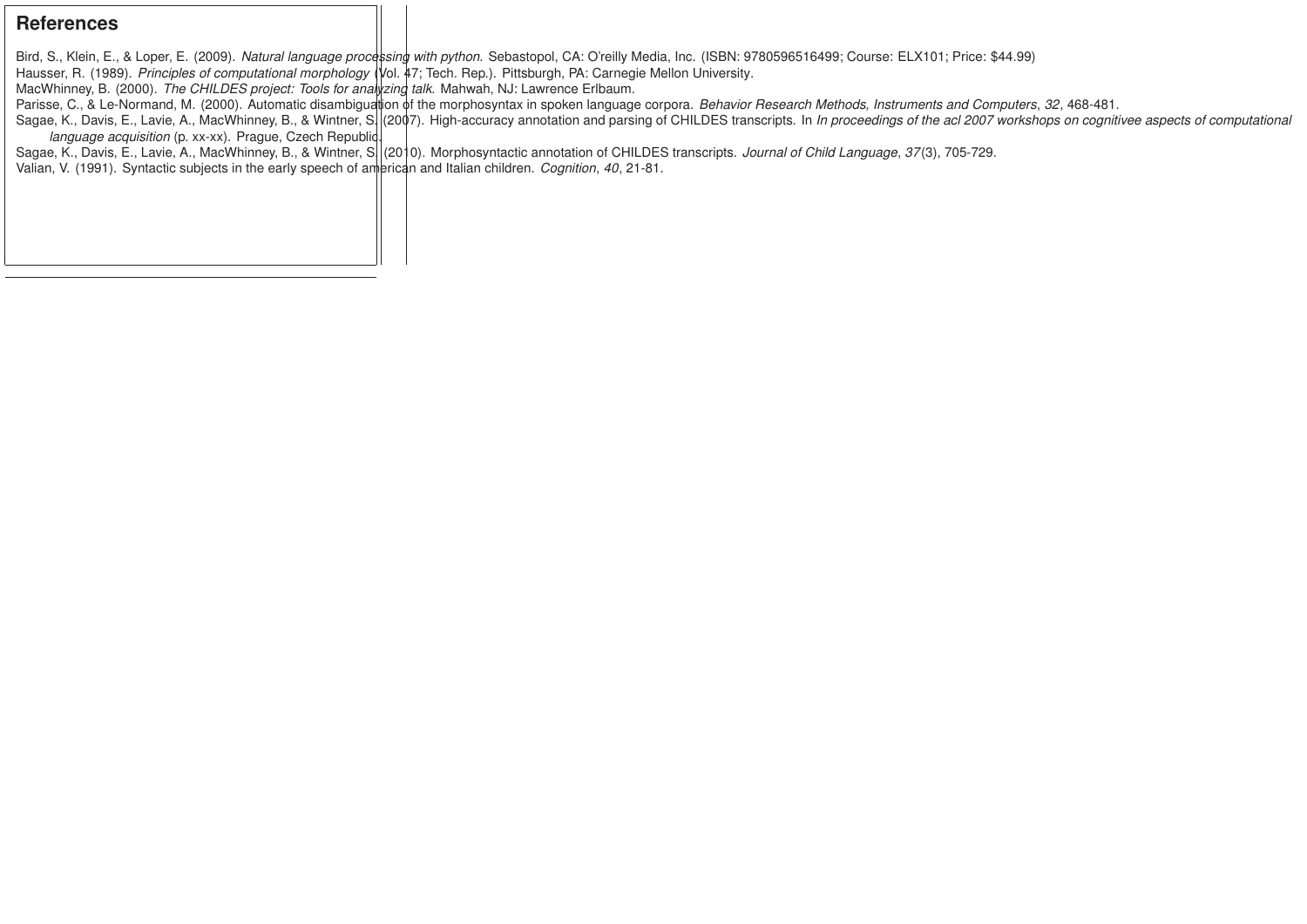## References

Bird, S., Klein, E., & Loper, E. (2009). *Natural language processing with python*. Sebastopol, CA: O'reilly Media, Inc. (ISBN: 9780596516499; Course: ELX101; Price: $44.99)

Hausser, R. (1989). *Principles of computational morphology* (Vol. 47; Tech. Rep.). Pittsburgh, PA: Carnegie Mellon University.

MacWhinney, B. (2000). *The CHILDES project: Tools for analyzing talk*. Mahwah, NJ: Lawrence Erlbaum.

Parisse, C., & Le-Normand, M. (2000). Automatic disambiguation of the morphosyntax in spoken language corpora. *Behavior Research Methods, Instruments and Computers*, *32*, 468-481.

Sagae, K., Davis, E., Lavie, A., MacWhinney, B., & Wintner, S. (2007). High-accuracy annotation and parsing of CHILDES transcripts. In *In proceedings of the acl 2007 workshops on cognitivee aspects of computational language acquisition* (p. xx-xx). Prague, Czech Republic.

Sagae, K., Davis, E., Lavie, A., MacWhinney, B., & Wintner, S. (2010). Morphosyntactic annotation of CHILDES transcripts. *Journal of Child Language*, *37*(3), 705-729.

Valian, V. (1991). Syntactic subjects in the early speech of american and Italian children. *Cognition*, *40*, 21-81.